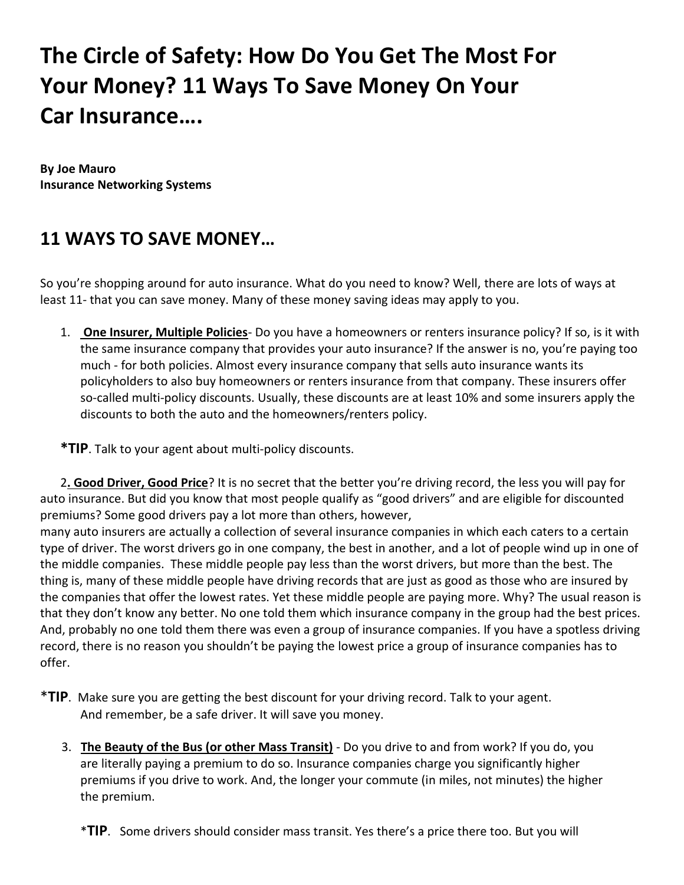# The Circle of Safety: How Do You Get The Most For Your Money? 11 Ways To Save Money On Your Car Insurance….

**By Joe Mauro**
**Insurance Networking Systems**

## 11 WAYS TO SAVE MONEY…

So you're shopping around for auto insurance. What do you need to know? Well, there are lots of ways at least 11- that you can save money. Many of these money saving ideas may apply to you.

1. **One Insurer, Multiple Policies**- Do you have a homeowners or renters insurance policy? If so, is it with the same insurance company that provides your auto insurance? If the answer is no, you're paying too much - for both policies. Almost every insurance company that sells auto insurance wants its policyholders to also buy homeowners or renters insurance from that company. These insurers offer so-called multi-policy discounts. Usually, these discounts are at least 10% and some insurers apply the discounts to both the auto and the homeowners/renters policy.

**\*TIP**. Talk to your agent about multi-policy discounts.

2**. Good Driver, Good Price**? It is no secret that the better you're driving record, the less you will pay for auto insurance. But did you know that most people qualify as "good drivers" and are eligible for discounted premiums? Some good drivers pay a lot more than others, however,
many auto insurers are actually a collection of several insurance companies in which each caters to a certain type of driver. The worst drivers go in one company, the best in another, and a lot of people wind up in one of the middle companies. These middle people pay less than the worst drivers, but more than the best. The thing is, many of these middle people have driving records that are just as good as those who are insured by the companies that offer the lowest rates. Yet these middle people are paying more. Why? The usual reason is that they don't know any better. No one told them which insurance company in the group had the best prices. And, probably no one told them there was even a group of insurance companies. If you have a spotless driving record, there is no reason you shouldn't be paying the lowest price a group of insurance companies has to offer.

\***TIP**. Make sure you are getting the best discount for your driving record. Talk to your agent. And remember, be a safe driver. It will save you money.

3. **The Beauty of the Bus (or other Mass Transit)** - Do you drive to and from work? If you do, you are literally paying a premium to do so. Insurance companies charge you significantly higher premiums if you drive to work. And, the longer your commute (in miles, not minutes) the higher the premium.

\***TIP**. Some drivers should consider mass transit. Yes there's a price there too. But you will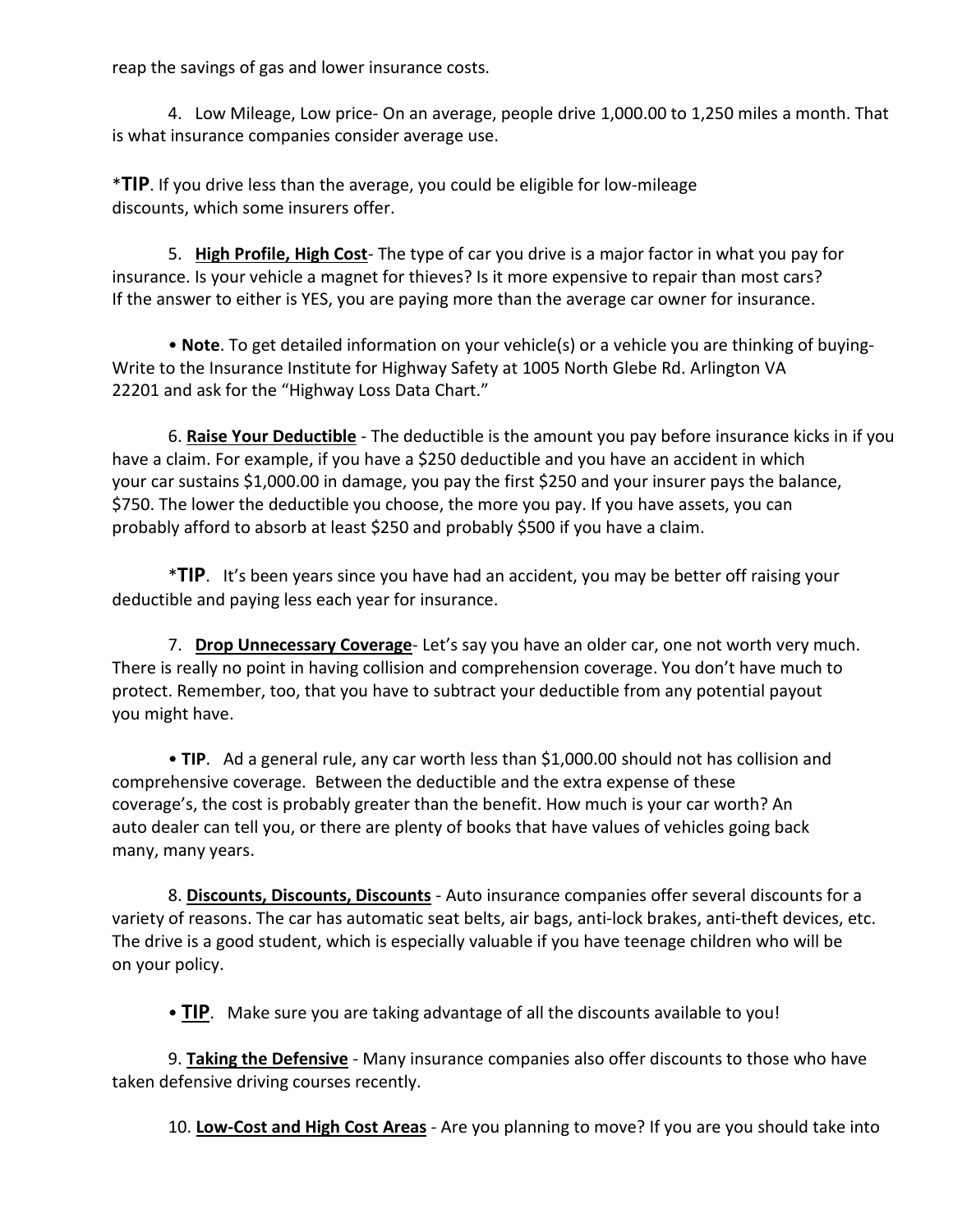reap the savings of gas and lower insurance costs.

4. Low Mileage, Low price- On an average, people drive 1,000.00 to 1,250 miles a month. That is what insurance companies consider average use.

*__TIP__. If you drive less than the average, you could be eligible for low-mileage discounts, which some insurers offer.

5. **High Profile, High Cost**- The type of car you drive is a major factor in what you pay for insurance. Is your vehicle a magnet for thieves? Is it more expensive to repair than most cars? If the answer to either is YES, you are paying more than the average car owner for insurance.

• **Note**. To get detailed information on your vehicle(s) or a vehicle you are thinking of buying- Write to the Insurance Institute for Highway Safety at 1005 North Glebe Rd. Arlington VA 22201 and ask for the "Highway Loss Data Chart."

6. **Raise Your Deductible** - The deductible is the amount you pay before insurance kicks in if you have a claim. For example, if you have a $250 deductible and you have an accident in which your car sustains $1,000.00 in damage, you pay the first $250 and your insurer pays the balance, $750. The lower the deductible you choose, the more you pay. If you have assets, you can probably afford to absorb at least $250 and probably $500 if you have a claim.

*__TIP__. It's been years since you have had an accident, you may be better off raising your deductible and paying less each year for insurance.

7. **Drop Unnecessary Coverage**- Let's say you have an older car, one not worth very much. There is really no point in having collision and comprehension coverage. You don't have much to protect. Remember, too, that you have to subtract your deductible from any potential payout you might have.

• **TIP**. Ad a general rule, any car worth less than $1,000.00 should not has collision and comprehensive coverage. Between the deductible and the extra expense of these coverage's, the cost is probably greater than the benefit. How much is your car worth? An auto dealer can tell you, or there are plenty of books that have values of vehicles going back many, many years.

8. **Discounts, Discounts, Discounts** - Auto insurance companies offer several discounts for a variety of reasons. The car has automatic seat belts, air bags, anti-lock brakes, anti-theft devices, etc. The drive is a good student, which is especially valuable if you have teenage children who will be on your policy.

• **TIP**. Make sure you are taking advantage of all the discounts available to you!

9. **Taking the Defensive** - Many insurance companies also offer discounts to those who have taken defensive driving courses recently.

10. **Low-Cost and High Cost Areas** - Are you planning to move? If you are you should take into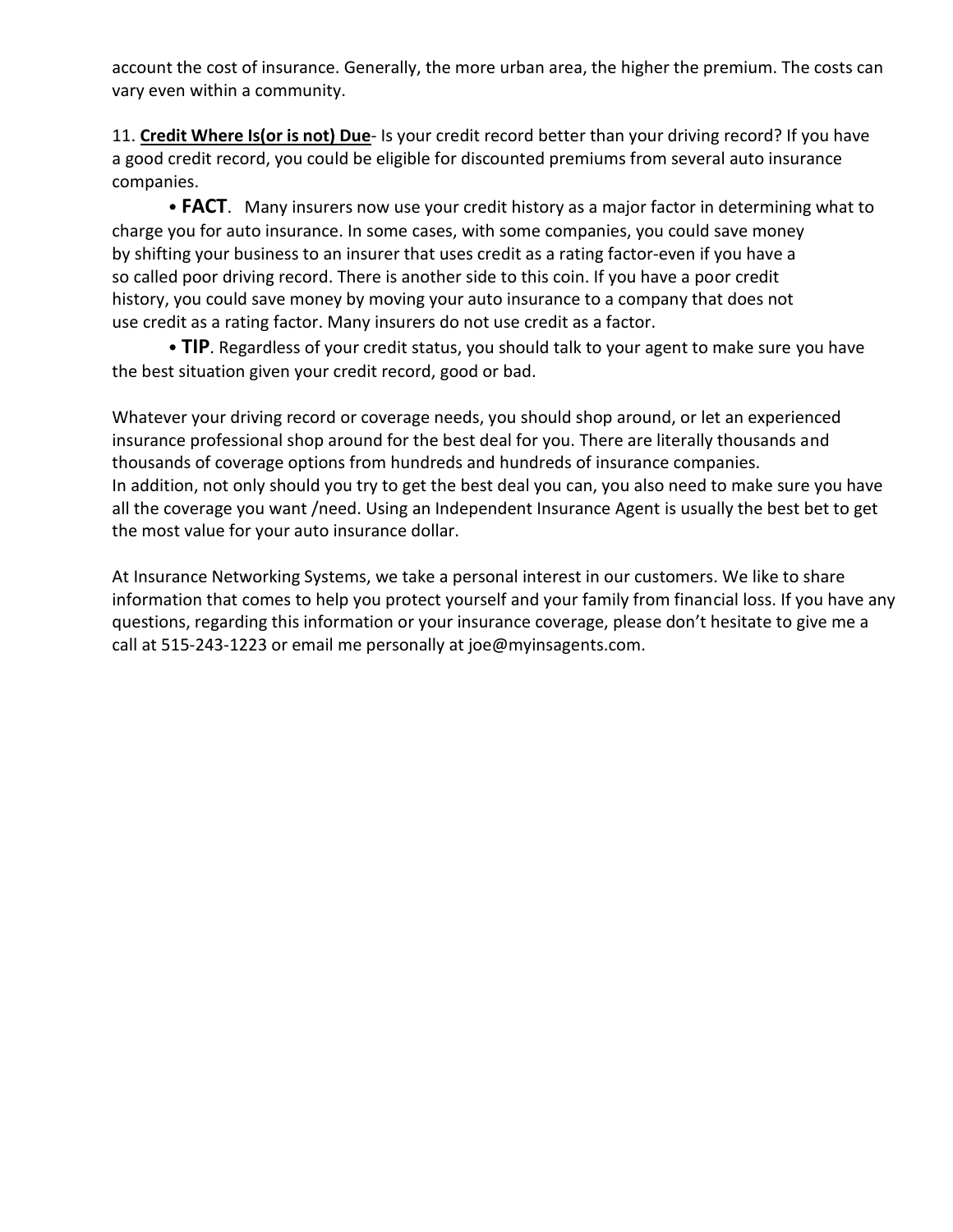account the cost of insurance. Generally, the more urban area, the higher the premium. The costs can vary even within a community.

11. **Credit Where Is(or is not) Due**- Is your credit record better than your driving record? If you have a good credit record, you could be eligible for discounted premiums from several auto insurance companies.

• **FACT**. Many insurers now use your credit history as a major factor in determining what to charge you for auto insurance. In some cases, with some companies, you could save money by shifting your business to an insurer that uses credit as a rating factor-even if you have a so called poor driving record. There is another side to this coin. If you have a poor credit history, you could save money by moving your auto insurance to a company that does not use credit as a rating factor. Many insurers do not use credit as a factor.

• **TIP**. Regardless of your credit status, you should talk to your agent to make sure you have the best situation given your credit record, good or bad.

Whatever your driving record or coverage needs, you should shop around, or let an experienced insurance professional shop around for the best deal for you. There are literally thousands and thousands of coverage options from hundreds and hundreds of insurance companies.
In addition, not only should you try to get the best deal you can, you also need to make sure you have all the coverage you want /need. Using an Independent Insurance Agent is usually the best bet to get the most value for your auto insurance dollar.

At Insurance Networking Systems, we take a personal interest in our customers. We like to share information that comes to help you protect yourself and your family from financial loss. If you have any questions, regarding this information or your insurance coverage, please don't hesitate to give me a call at 515-243-1223 or email me personally at joe@myinsagents.com.